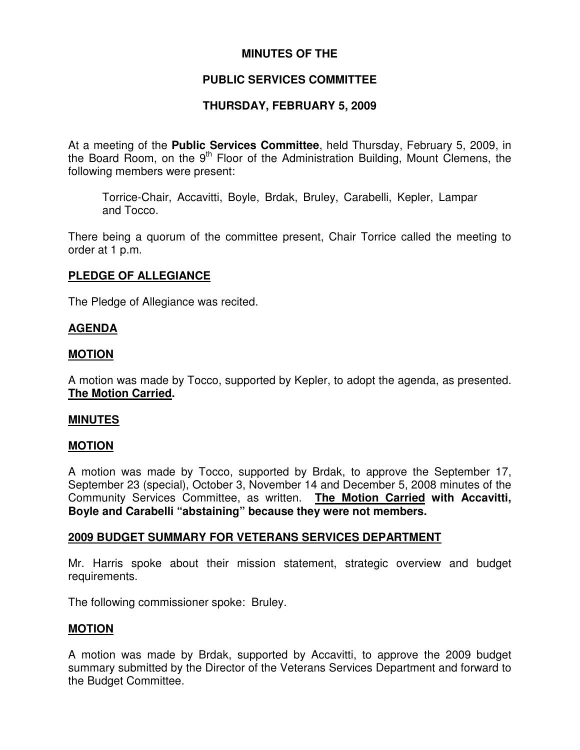# MINUTES OF THE

# PUBLIC SERVICES COMMITTEE

# THURSDAY, FEBRUARY 5, 2009

At a meeting of the **Public Services Committee**, held Thursday, February 5, 2009, in the Board Room, on the 9th Floor of the Administration Building, Mount Clemens, the following members were present:

> Torrice-Chair, Accavitti, Boyle, Brdak, Bruley, Carabelli, Kepler, Lampar and Tocco.

There being a quorum of the committee present, Chair Torrice called the meeting to order at 1 p.m.

## PLEDGE OF ALLEGIANCE

The Pledge of Allegiance was recited.

## AGENDA

## MOTION

A motion was made by Tocco, supported by Kepler, to adopt the agenda, as presented. **The Motion Carried.**

## MINUTES

## MOTION

A motion was made by Tocco, supported by Brdak, to approve the September 17, September 23 (special), October 3, November 14 and December 5, 2008 minutes of the Community Services Committee, as written. **The Motion Carried with Accavitti, Boyle and Carabelli "abstaining" because they were not members.**

## 2009 BUDGET SUMMARY FOR VETERANS SERVICES DEPARTMENT

Mr. Harris spoke about their mission statement, strategic overview and budget requirements.

The following commissioner spoke: Bruley.

## MOTION

A motion was made by Brdak, supported by Accavitti, to approve the 2009 budget summary submitted by the Director of the Veterans Services Department and forward to the Budget Committee.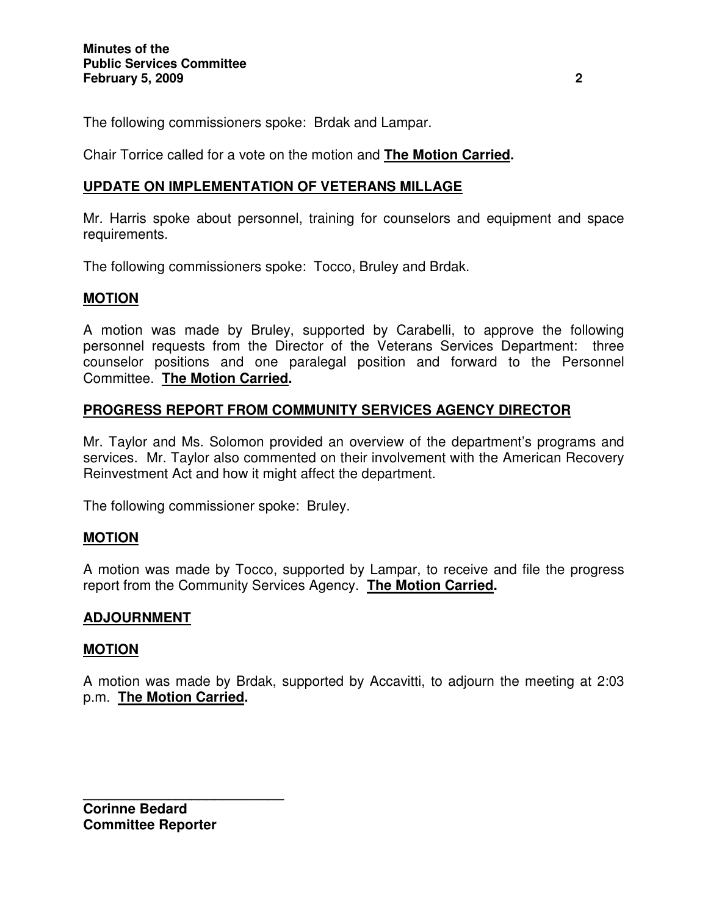The following commissioners spoke: Brdak and Lampar.

Chair Torrice called for a vote on the motion and **The Motion Carried.**

## UPDATE ON IMPLEMENTATION OF VETERANS MILLAGE

Mr. Harris spoke about personnel, training for counselors and equipment and space requirements.

The following commissioners spoke: Tocco, Bruley and Brdak.

## MOTION

A motion was made by Bruley, supported by Carabelli, to approve the following personnel requests from the Director of the Veterans Services Department: three counselor positions and one paralegal position and forward to the Personnel Committee. **The Motion Carried.**

## PROGRESS REPORT FROM COMMUNITY SERVICES AGENCY DIRECTOR

Mr. Taylor and Ms. Solomon provided an overview of the department's programs and services. Mr. Taylor also commented on their involvement with the American Recovery Reinvestment Act and how it might affect the department.

The following commissioner spoke: Bruley.

## MOTION

A motion was made by Tocco, supported by Lampar, to receive and file the progress report from the Community Services Agency. **The Motion Carried.**

## ADJOURNMENT

## MOTION

A motion was made by Brdak, supported by Accavitti, to adjourn the meeting at 2:03 p.m. **The Motion Carried.**

\_\_\_\_\_\_\_\_\_\_\_\_\_\_\_\_\_\_\_\_\_\_\_\_\_\_\_\_

**Corinne Bedard**
**Committee Reporter**